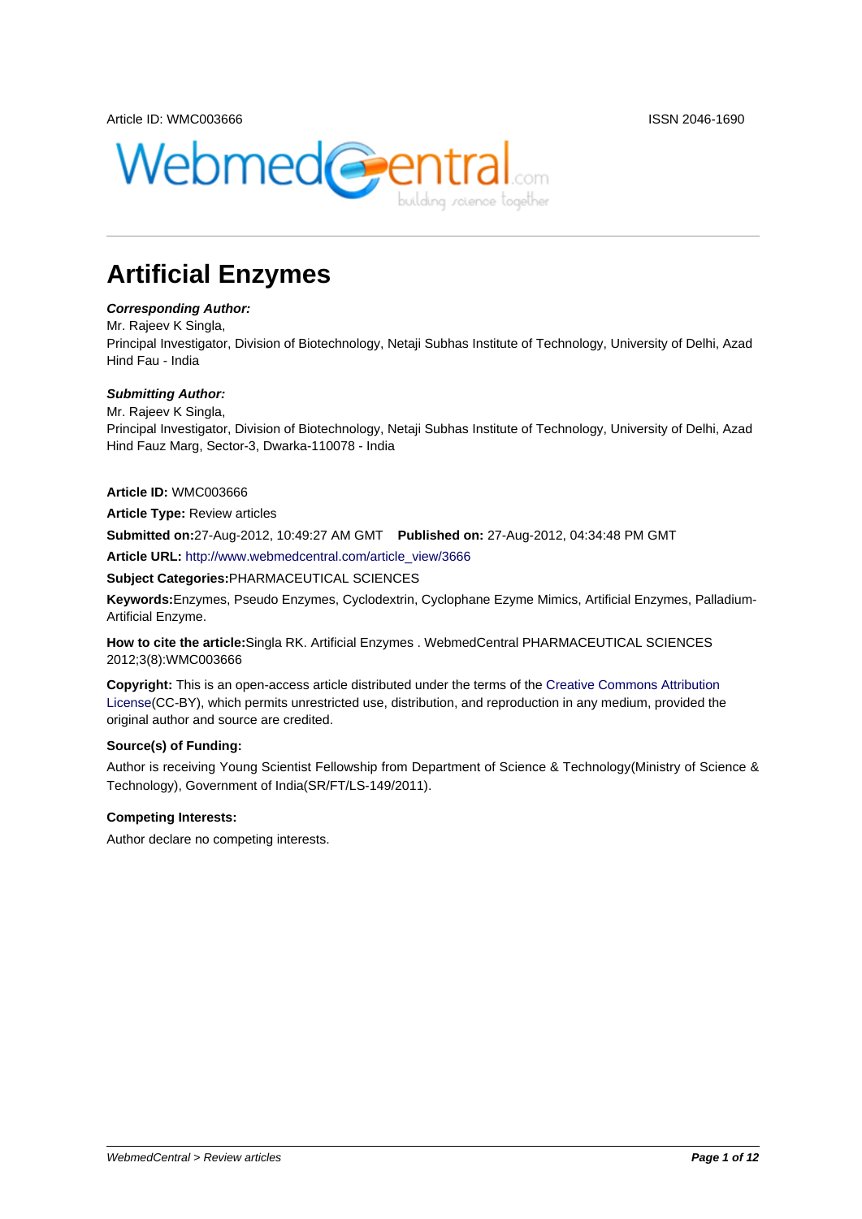Article ID: WMC003666 ISSN 2046-1690

# Artificial Enzymes

***Corresponding Author:***
Mr. Rajeev K Singla,
Principal Investigator, Division of Biotechnology, Netaji Subhas Institute of Technology, University of Delhi, Azad Hind Fau - India

***Submitting Author:***
Mr. Rajeev K Singla,
Principal Investigator, Division of Biotechnology, Netaji Subhas Institute of Technology, University of Delhi, Azad Hind Fauz Marg, Sector-3, Dwarka-110078 - India

**Article ID:** WMC003666

**Article Type:** Review articles

**Submitted on:**27-Aug-2012, 10:49:27 AM GMT **Published on:** 27-Aug-2012, 04:34:48 PM GMT

**Article URL:** http://www.webmedcentral.com/article_view/3666

**Subject Categories:**PHARMACEUTICAL SCIENCES

**Keywords:**Enzymes, Pseudo Enzymes, Cyclodextrin, Cyclophane Ezyme Mimics, Artificial Enzymes, Palladium-Artificial Enzyme.

**How to cite the article:**Singla RK. Artificial Enzymes . WebmedCentral PHARMACEUTICAL SCIENCES 2012;3(8):WMC003666

**Copyright:** This is an open-access article distributed under the terms of the Creative Commons Attribution License(CC-BY), which permits unrestricted use, distribution, and reproduction in any medium, provided the original author and source are credited.

**Source(s) of Funding:**

Author is receiving Young Scientist Fellowship from Department of Science & Technology(Ministry of Science & Technology), Government of India(SR/FT/LS-149/2011).

**Competing Interests:**

Author declare no competing interests.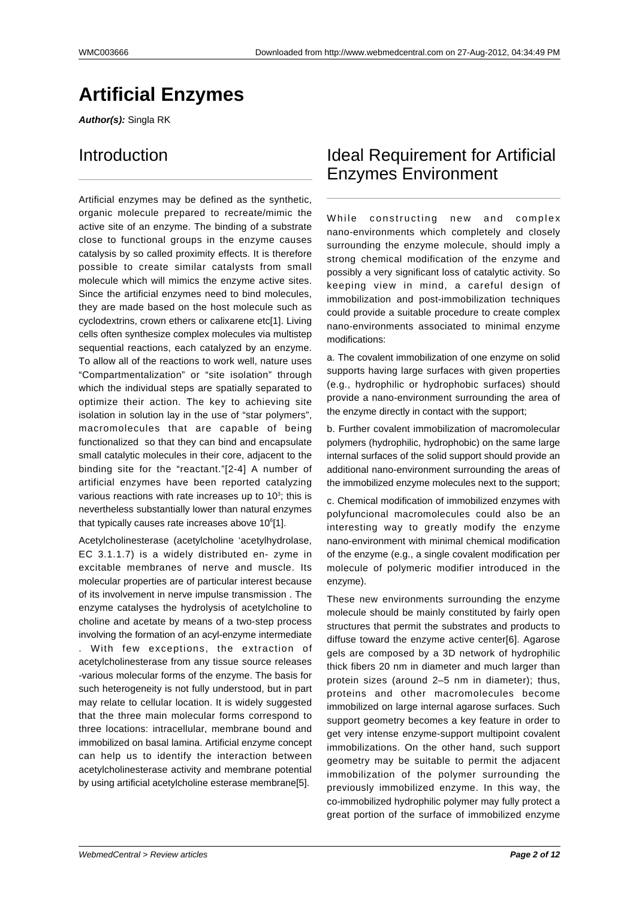# Artificial Enzymes

***Author(s):*** Singla RK

## Introduction

Artificial enzymes may be defined as the synthetic, organic molecule prepared to recreate/mimic the active site of an enzyme. The binding of a substrate close to functional groups in the enzyme causes catalysis by so called proximity effects. It is therefore possible to create similar catalysts from small molecule which will mimics the enzyme active sites. Since the artificial enzymes need to bind molecules, they are made based on the host molecule such as cyclodextrins, crown ethers or calixarene etc[1]. Living cells often synthesize complex molecules via multistep sequential reactions, each catalyzed by an enzyme. To allow all of the reactions to work well, nature uses "Compartmentalization" or "site isolation" through which the individual steps are spatially separated to optimize their action. The key to achieving site isolation in solution lay in the use of "star polymers", macromolecules that are capable of being functionalized so that they can bind and encapsulate small catalytic molecules in their core, adjacent to the binding site for the "reactant."[2-4] A number of artificial enzymes have been reported catalyzing various reactions with rate increases up to $10^3$; this is nevertheless substantially lower than natural enzymes that typically causes rate increases above $10^6$[1].

Acetylcholinesterase (acetylcholine 'acetylhydrolase, EC 3.1.1.7) is a widely distributed en- zyme in excitable membranes of nerve and muscle. Its molecular properties are of particular interest because of its involvement in nerve impulse transmission . The enzyme catalyses the hydrolysis of acetylcholine to choline and acetate by means of a two-step process involving the formation of an acyl-enzyme intermediate . With few exceptions, the extraction of acetylcholinesterase from any tissue source releases -various molecular forms of the enzyme. The basis for such heterogeneity is not fully understood, but in part may relate to cellular location. It is widely suggested that the three main molecular forms correspond to three locations: intracellular, membrane bound and immobilized on basal lamina. Artificial enzyme concept can help us to identify the interaction between acetylcholinesterase activity and membrane potential by using artificial acetylcholine esterase membrane[5].

## Ideal Requirement for Artificial Enzymes Environment

While constructing new and complex nano-environments which completely and closely surrounding the enzyme molecule, should imply a strong chemical modification of the enzyme and possibly a very significant loss of catalytic activity. So keeping view in mind, a careful design of immobilization and post-immobilization techniques could provide a suitable procedure to create complex nano-environments associated to minimal enzyme modifications:

a. The covalent immobilization of one enzyme on solid supports having large surfaces with given properties (e.g., hydrophilic or hydrophobic surfaces) should provide a nano-environment surrounding the area of the enzyme directly in contact with the support;

b. Further covalent immobilization of macromolecular polymers (hydrophilic, hydrophobic) on the same large internal surfaces of the solid support should provide an additional nano-environment surrounding the areas of the immobilized enzyme molecules next to the support;

c. Chemical modification of immobilized enzymes with polyfuncional macromolecules could also be an interesting way to greatly modify the enzyme nano-environment with minimal chemical modification of the enzyme (e.g., a single covalent modification per molecule of polymeric modifier introduced in the enzyme).

These new environments surrounding the enzyme molecule should be mainly constituted by fairly open structures that permit the substrates and products to diffuse toward the enzyme active center[6]. Agarose gels are composed by a 3D network of hydrophilic thick fibers 20 nm in diameter and much larger than protein sizes (around 2–5 nm in diameter); thus, proteins and other macromolecules become immobilized on large internal agarose surfaces. Such support geometry becomes a key feature in order to get very intense enzyme-support multipoint covalent immobilizations. On the other hand, such support geometry may be suitable to permit the adjacent immobilization of the polymer surrounding the previously immobilized enzyme. In this way, the co-immobilized hydrophilic polymer may fully protect a great portion of the surface of immobilized enzyme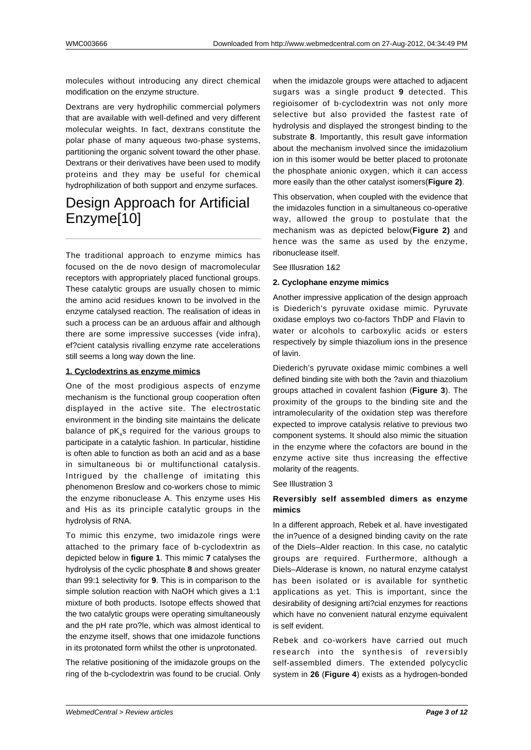molecules without introducing any direct chemical modification on the enzyme structure.

Dextrans are very hydrophilic commercial polymers that are available with well-defined and very different molecular weights. In fact, dextrans constitute the polar phase of many aqueous two-phase systems, partitioning the organic solvent toward the other phase. Dextrans or their derivatives have been used to modify proteins and they may be useful for chemical hydrophilization of both support and enzyme surfaces.

# Design Approach for Artificial Enzyme[10]

The traditional approach to enzyme mimics has focused on the de novo design of macromolecular receptors with appropriately placed functional groups. These catalytic groups are usually chosen to mimic the amino acid residues known to be involved in the enzyme catalysed reaction. The realisation of ideas in such a process can be an arduous affair and although there are some impressive successes (vide infra), ef?cient catalysis rivalling enzyme rate accelerations still seems a long way down the line.

**1. Cyclodextrins as enzyme mimics**

One of the most prodigious aspects of enzyme mechanism is the functional group cooperation often displayed in the active site. The electrostatic environment in the binding site maintains the delicate balance of $pK_a$s required for the various groups to participate in a catalytic fashion. In particular, histidine is often able to function as both an acid and as a base in simultaneous bi or multifunctional catalysis. Intrigued by the challenge of imitating this phenomenon Breslow and co-workers chose to mimic the enzyme ribonuclease A. This enzyme uses His and His as its principle catalytic groups in the hydrolysis of RNA.

To mimic this enzyme, two imidazole rings were attached to the primary face of b-cyclodextrin as depicted below in **figure 1**. This mimic **7** catalyses the hydrolysis of the cyclic phosphate **8** and shows greater than 99:1 selectivity for **9**. This is in comparison to the simple solution reaction with NaOH which gives a 1:1 mixture of both products. Isotope effects showed that the two catalytic groups were operating simultaneously and the pH rate pro?le, which was almost identical to the enzyme itself, shows that one imidazole functions in its protonated form whilst the other is unprotonated.

The relative positioning of the imidazole groups on the ring of the b-cyclodextrin was found to be crucial. Only when the imidazole groups were attached to adjacent sugars was a single product **9** detected. This regioisomer of b-cyclodextrin was not only more selective but also provided the fastest rate of hydrolysis and displayed the strongest binding to the substrate **8**. Importantly, this result gave information about the mechanism involved since the imidazolium ion in this isomer would be better placed to protonate the phosphate anionic oxygen, which it can access more easily than the other catalyst isomers(**Figure 2)**.

This observation, when coupled with the evidence that the imidazoles function in a simultaneous co-operative way, allowed the group to postulate that the mechanism was as depicted below(**Figure 2)** and hence was the same as used by the enzyme, ribonuclease itself.

See Illusration 1&2

**2. Cyclophane enzyme mimics**

Another impressive application of the design approach is Diederich's pyruvate oxidase mimic. Pyruvate oxidase employs two co-factors ThDP and Flavin to water or alcohols to carboxylic acids or esters respectively by simple thiazolium ions in the presence of lavin.

Diederich's pyruvate oxidase mimic combines a well defined binding site with both the ?avin and thiazolium groups attached in covalent fashion (**Figure 3**). The proximity of the groups to the binding site and the intramolecularity of the oxidation step was therefore expected to improve catalysis relative to previous two component systems. It should also mimic the situation in the enzyme where the cofactors are bound in the enzyme active site thus increasing the effective molarity of the reagents.

See Illustration 3

**Reversibly self assembled dimers as enzyme mimics**

In a different approach, Rebek et al. have investigated the in?uence of a designed binding cavity on the rate of the Diels–Alder reaction. In this case, no catalytic groups are required. Furthermore, although a Diels–Alderase is known, no natural enzyme catalyst has been isolated or is available for synthetic applications as yet. This is important, since the desirability of designing arti?cial enzymes for reactions which have no convenient natural enzyme equivalent is self evident.

Rebek and co-workers have carried out much research into the synthesis of reversibly self-assembled dimers. The extended polycyclic system in **26** (**Figure 4**) exists as a hydrogen-bonded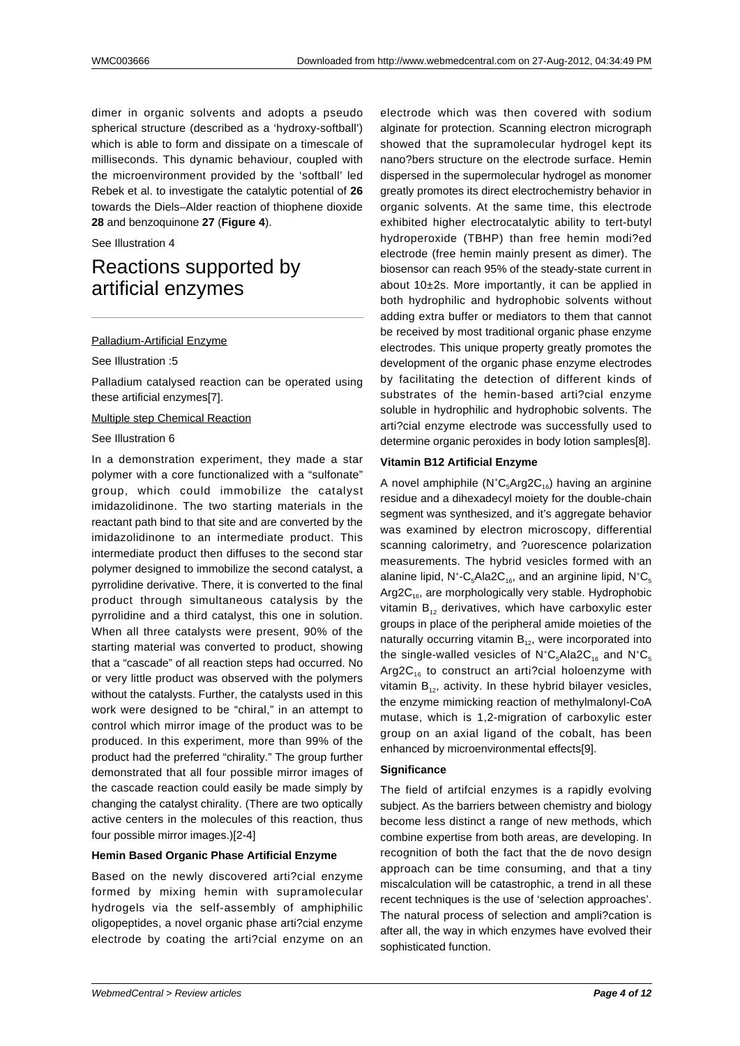dimer in organic solvents and adopts a pseudo spherical structure (described as a 'hydroxy-softball') which is able to form and dissipate on a timescale of milliseconds. This dynamic behaviour, coupled with the microenvironment provided by the 'softball' led Rebek et al. to investigate the catalytic potential of **26** towards the Diels–Alder reaction of thiophene dioxide **28** and benzoquinone **27** (**Figure 4**).

See Illustration 4

# Reactions supported by artificial enzymes

Palladium-Artificial Enzyme

See Illustration :5

Palladium catalysed reaction can be operated using these artificial enzymes[7].

Multiple step Chemical Reaction

See Illustration 6

In a demonstration experiment, they made a star polymer with a core functionalized with a "sulfonate" group, which could immobilize the catalyst imidazolidinone. The two starting materials in the reactant path bind to that site and are converted by the imidazolidinone to an intermediate product. This intermediate product then diffuses to the second star polymer designed to immobilize the second catalyst, a pyrrolidine derivative. There, it is converted to the final product through simultaneous catalysis by the pyrrolidine and a third catalyst, this one in solution. When all three catalysts were present, 90% of the starting material was converted to product, showing that a "cascade" of all reaction steps had occurred. No or very little product was observed with the polymers without the catalysts. Further, the catalysts used in this work were designed to be "chiral," in an attempt to control which mirror image of the product was to be produced. In this experiment, more than 99% of the product had the preferred "chirality." The group further demonstrated that all four possible mirror images of the cascade reaction could easily be made simply by changing the catalyst chirality. (There are two optically active centers in the molecules of this reaction, thus four possible mirror images.)[2-4]

**Hemin Based Organic Phase Artificial Enzyme**

Based on the newly discovered arti?cial enzyme formed by mixing hemin with supramolecular hydrogels via the self-assembly of amphiphilic oligopeptides, a novel organic phase arti?cial enzyme electrode by coating the arti?cial enzyme on an electrode which was then covered with sodium alginate for protection. Scanning electron micrograph showed that the supramolecular hydrogel kept its nano?bers structure on the electrode surface. Hemin dispersed in the supermolecular hydrogel as monomer greatly promotes its direct electrochemistry behavior in organic solvents. At the same time, this electrode exhibited higher electrocatalytic ability to tert-butyl hydroperoxide (TBHP) than free hemin modi?ed electrode (free hemin mainly present as dimer). The biosensor can reach 95% of the steady-state current in about 10±2s. More importantly, it can be applied in both hydrophilic and hydrophobic solvents without adding extra buffer or mediators to them that cannot be received by most traditional organic phase enzyme electrodes. This unique property greatly promotes the development of the organic phase enzyme electrodes by facilitating the detection of different kinds of substrates of the hemin-based arti?cial enzyme soluble in hydrophilic and hydrophobic solvents. The arti?cial enzyme electrode was successfully used to determine organic peroxides in body lotion samples[8].

**Vitamin B12 Artificial Enzyme**

A novel amphiphile ($N^+C_5Arg2C_{16}$) having an arginine residue and a dihexadecyl moiety for the double-chain segment was synthesized, and it's aggregate behavior was examined by electron microscopy, differential scanning calorimetry, and ?uorescence polarization measurements. The hybrid vesicles formed with an alanine lipid, $N^+$-$C_5Ala2C_{16}$, and an arginine lipid, $N^+C_5$ $Arg2C_{16}$, are morphologically very stable. Hydrophobic vitamin $B_{12}$ derivatives, which have carboxylic ester groups in place of the peripheral amide moieties of the naturally occurring vitamin $B_{12}$, were incorporated into the single-walled vesicles of $N^+C_5Ala2C_{16}$ and $N^+C_5$ $Arg2C_{16}$ to construct an arti?cial holoenzyme with vitamin $B_{12}$, activity. In these hybrid bilayer vesicles, the enzyme mimicking reaction of methylmalonyl-CoA mutase, which is 1,2-migration of carboxylic ester group on an axial ligand of the cobalt, has been enhanced by microenvironmental effects[9].

**Significance**

The field of artifcial enzymes is a rapidly evolving subject. As the barriers between chemistry and biology become less distinct a range of new methods, which combine expertise from both areas, are developing. In recognition of both the fact that the de novo design approach can be time consuming, and that a tiny miscalculation will be catastrophic, a trend in all these recent techniques is the use of 'selection approaches'. The natural process of selection and ampli?cation is after all, the way in which enzymes have evolved their sophisticated function.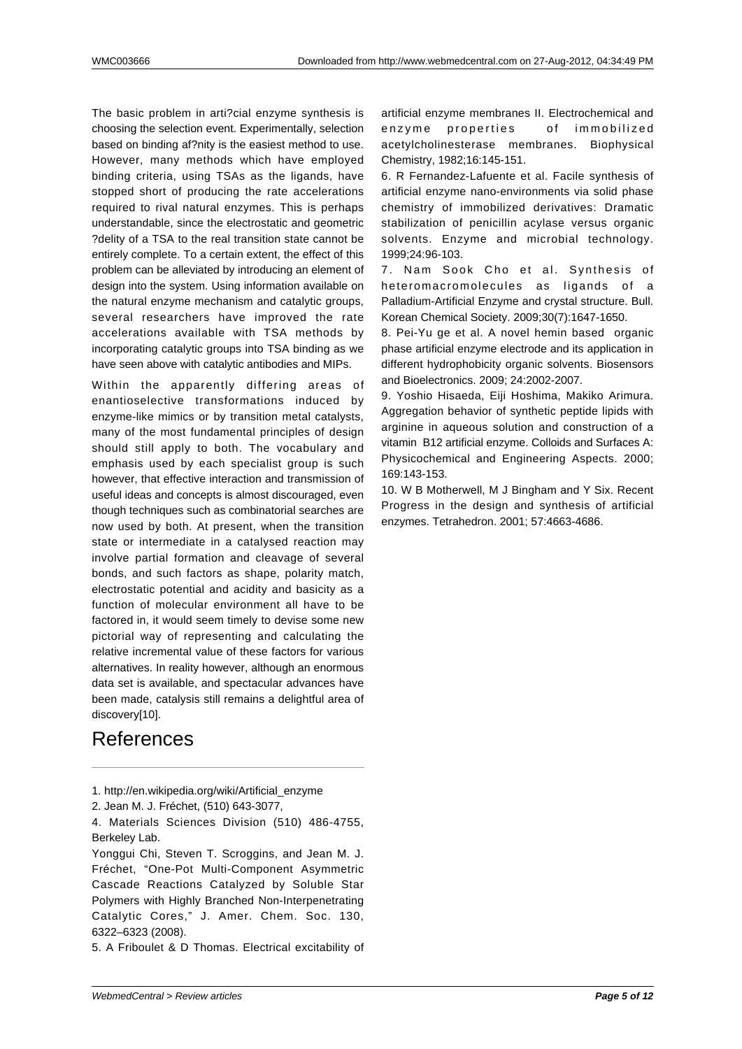The basic problem in arti?cial enzyme synthesis is choosing the selection event. Experimentally, selection based on binding af?nity is the easiest method to use. However, many methods which have employed binding criteria, using TSAs as the ligands, have stopped short of producing the rate accelerations required to rival natural enzymes. This is perhaps understandable, since the electrostatic and geometric ?delity of a TSA to the real transition state cannot be entirely complete. To a certain extent, the effect of this problem can be alleviated by introducing an element of design into the system. Using information available on the natural enzyme mechanism and catalytic groups, several researchers have improved the rate accelerations available with TSA methods by incorporating catalytic groups into TSA binding as we have seen above with catalytic antibodies and MIPs.

Within the apparently differing areas of enantioselective transformations induced by enzyme-like mimics or by transition metal catalysts, many of the most fundamental principles of design should still apply to both. The vocabulary and emphasis used by each specialist group is such however, that effective interaction and transmission of useful ideas and concepts is almost discouraged, even though techniques such as combinatorial searches are now used by both. At present, when the transition state or intermediate in a catalysed reaction may involve partial formation and cleavage of several bonds, and such factors as shape, polarity match, electrostatic potential and acidity and basicity as a function of molecular environment all have to be factored in, it would seem timely to devise some new pictorial way of representing and calculating the relative incremental value of these factors for various alternatives. In reality however, although an enormous data set is available, and spectacular advances have been made, catalysis still remains a delightful area of discovery[10].

# References

1. http://en.wikipedia.org/wiki/Artificial_enzyme
2. Jean M. J. Fréchet, (510) 643-3077,
4. Materials Sciences Division (510) 486-4755, Berkeley Lab.

Yonggui Chi, Steven T. Scroggins, and Jean M. J. Fréchet, "One-Pot Multi-Component Asymmetric Cascade Reactions Catalyzed by Soluble Star Polymers with Highly Branched Non-Interpenetrating Catalytic Cores," J. Amer. Chem. Soc. 130, 6322–6323 (2008).

5. A Friboulet & D Thomas. Electrical excitability of artificial enzyme membranes II. Electrochemical and enzyme properties of immobilized acetylcholinesterase membranes. Biophysical Chemistry, 1982;16:145-151.
6. R Fernandez-Lafuente et al. Facile synthesis of artificial enzyme nano-environments via solid phase chemistry of immobilized derivatives: Dramatic stabilization of penicillin acylase versus organic solvents. Enzyme and microbial technology. 1999;24:96-103.
7. Nam Sook Cho et al. Synthesis of heteromacromolecules as ligands of a Palladium-Artificial Enzyme and crystal structure. Bull. Korean Chemical Society. 2009;30(7):1647-1650.
8. Pei-Yu ge et al. A novel hemin based organic phase artificial enzyme electrode and its application in different hydrophobicity organic solvents. Biosensors and Bioelectronics. 2009; 24:2002-2007.
9. Yoshio Hisaeda, Eiji Hoshima, Makiko Arimura. Aggregation behavior of synthetic peptide lipids with arginine in aqueous solution and construction of a vitamin B12 artificial enzyme. Colloids and Surfaces A: Physicochemical and Engineering Aspects. 2000; 169:143-153.
10. W B Motherwell, M J Bingham and Y Six. Recent Progress in the design and synthesis of artificial enzymes. Tetrahedron. 2001; 57:4663-4686.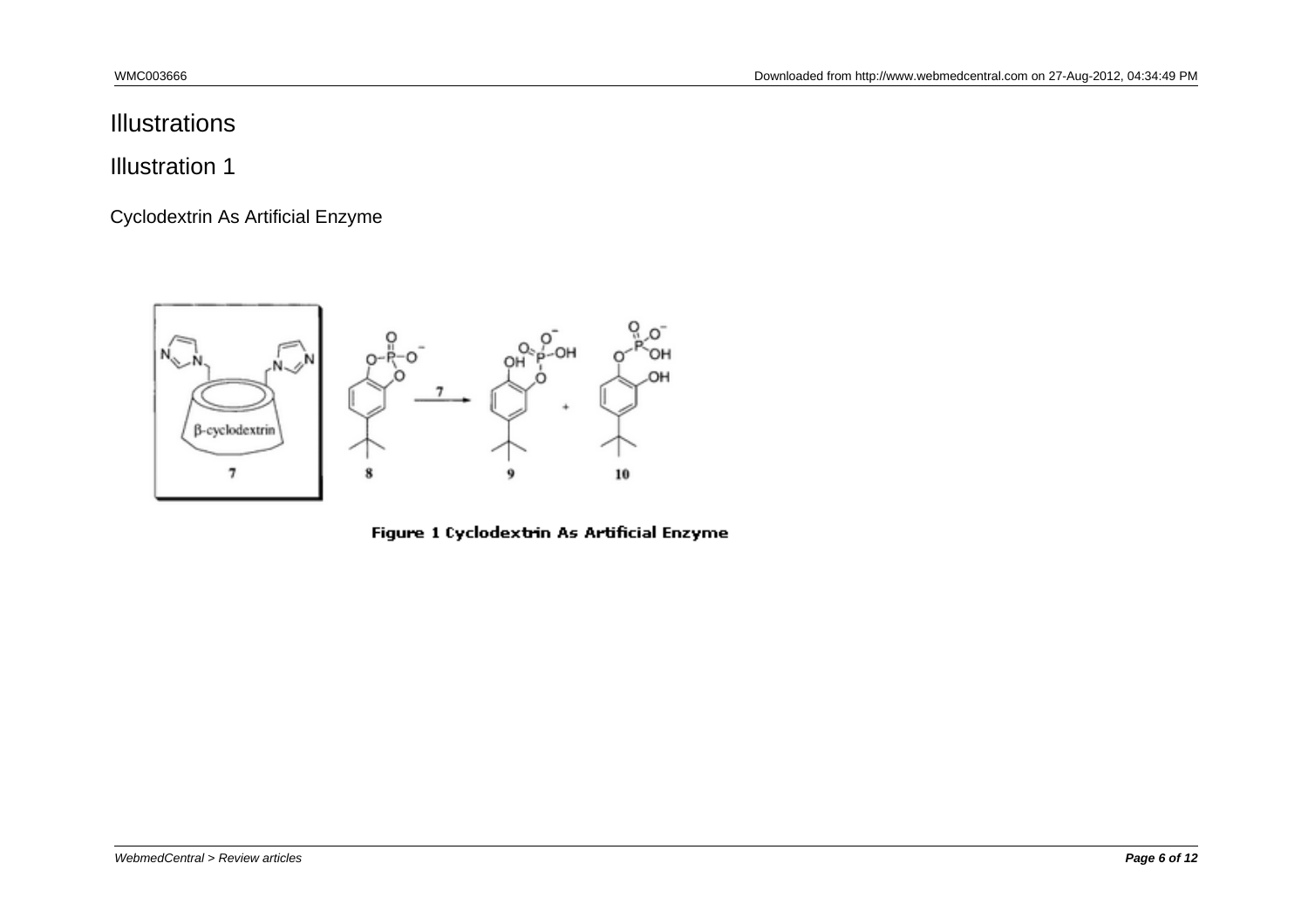# Illustrations

## Illustration 1

Cyclodextrin As Artificial Enzyme

Figure 1 Cyclodextrin As Artificial Enzyme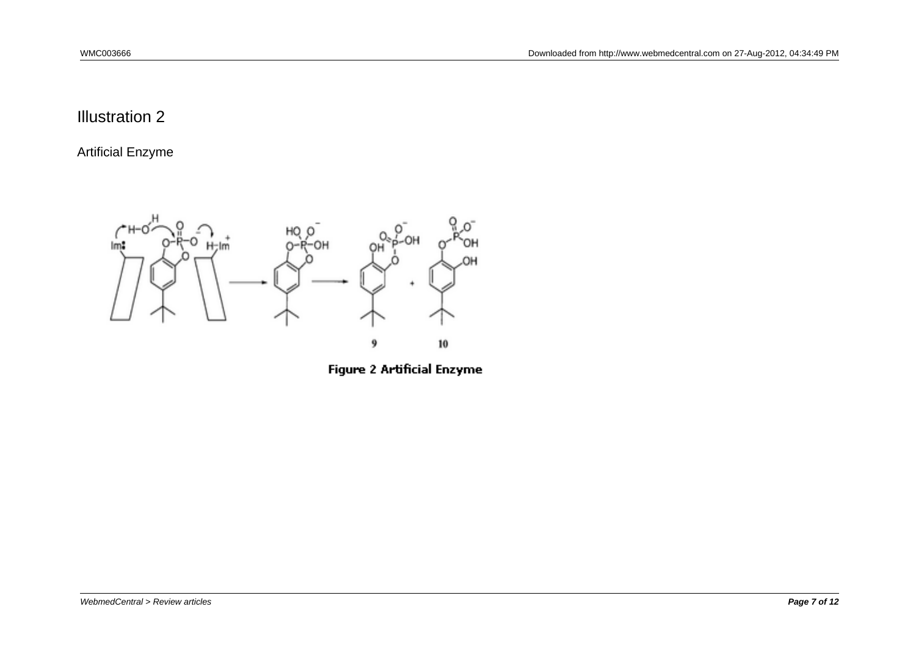# Illustration 2

## Artificial Enzyme

Figure 2 Artificial Enzyme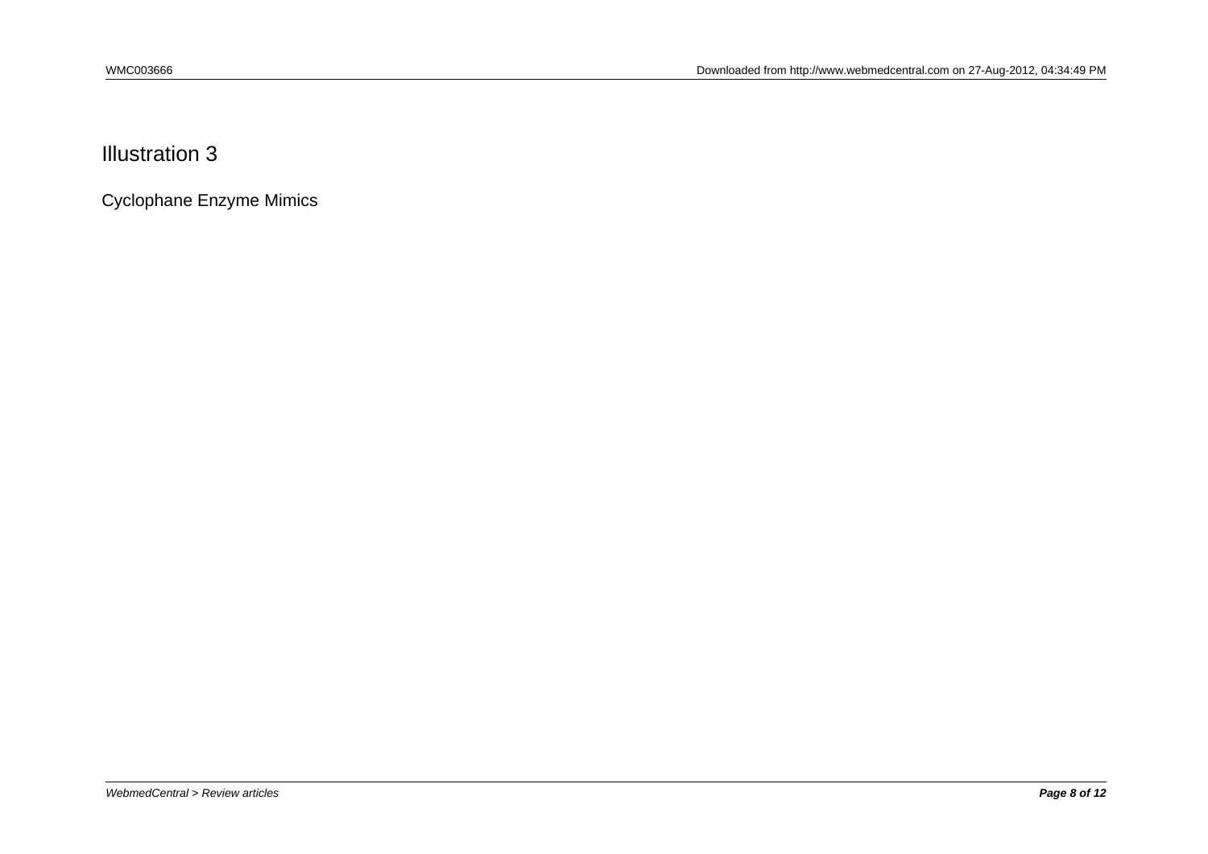## Illustration 3

Cyclophane Enzyme Mimics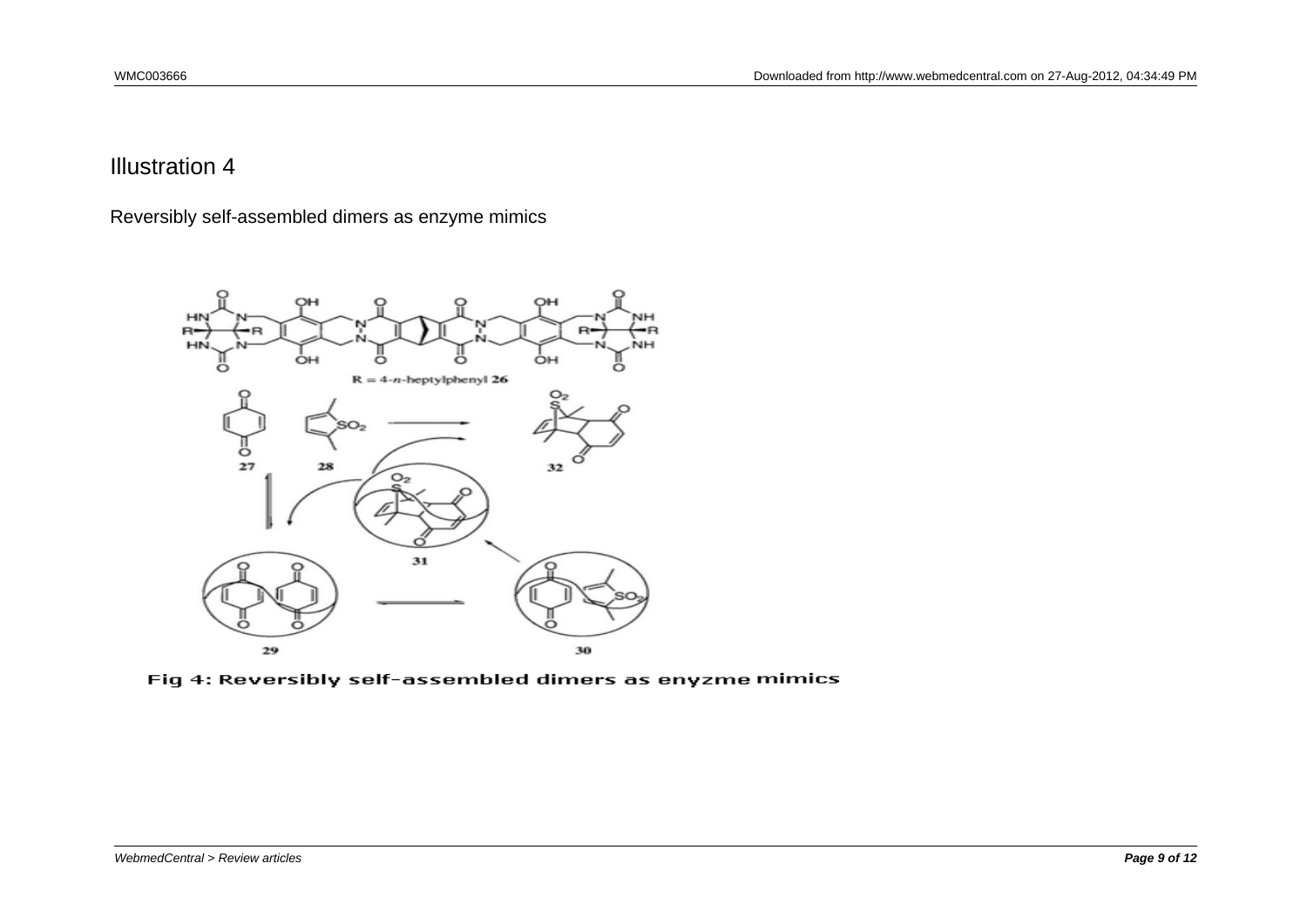# Illustration 4

Reversibly self-assembled dimers as enzyme mimics

Fig 4: Reversibly self-assembled dimers as enyzme mimics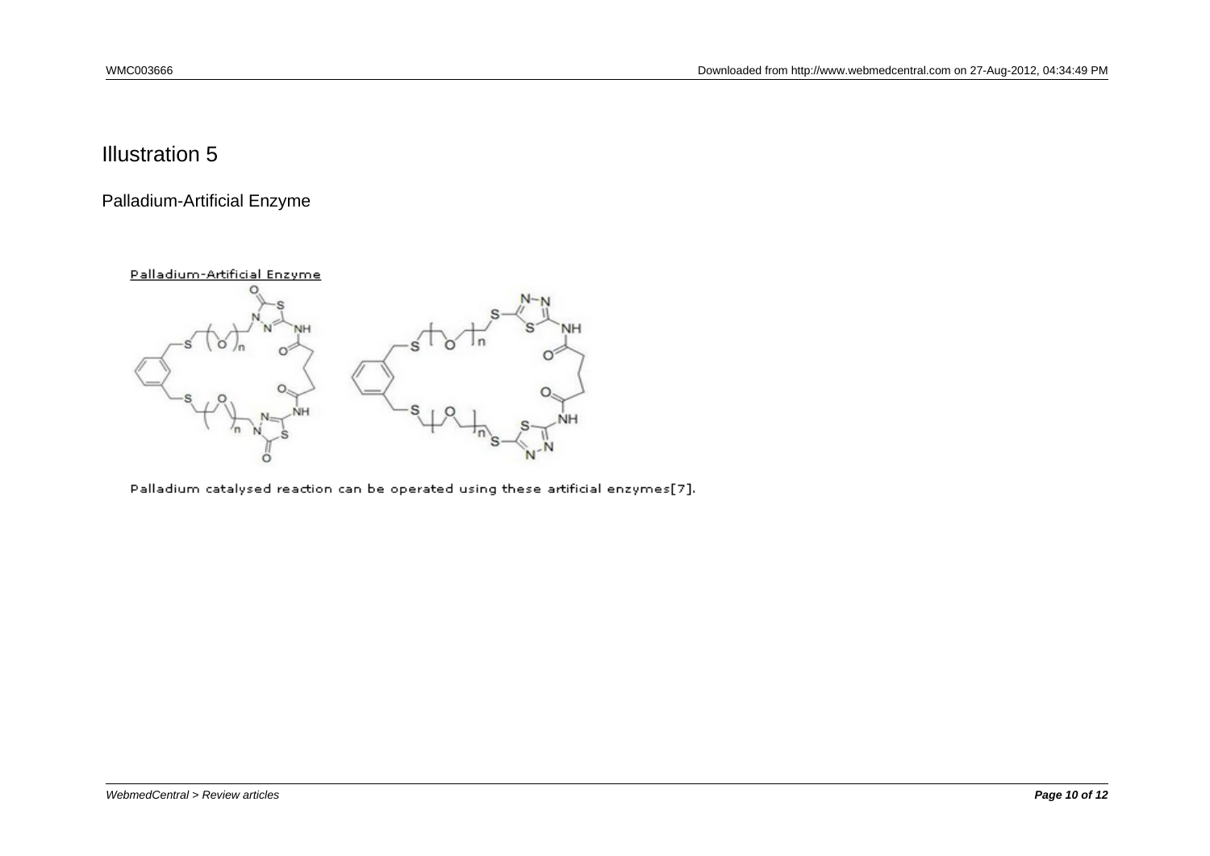# Illustration 5

Palladium-Artificial Enzyme

Palladium-Artificial Enzyme

Palladium catalysed reaction can be operated using these artificial enzymes[7].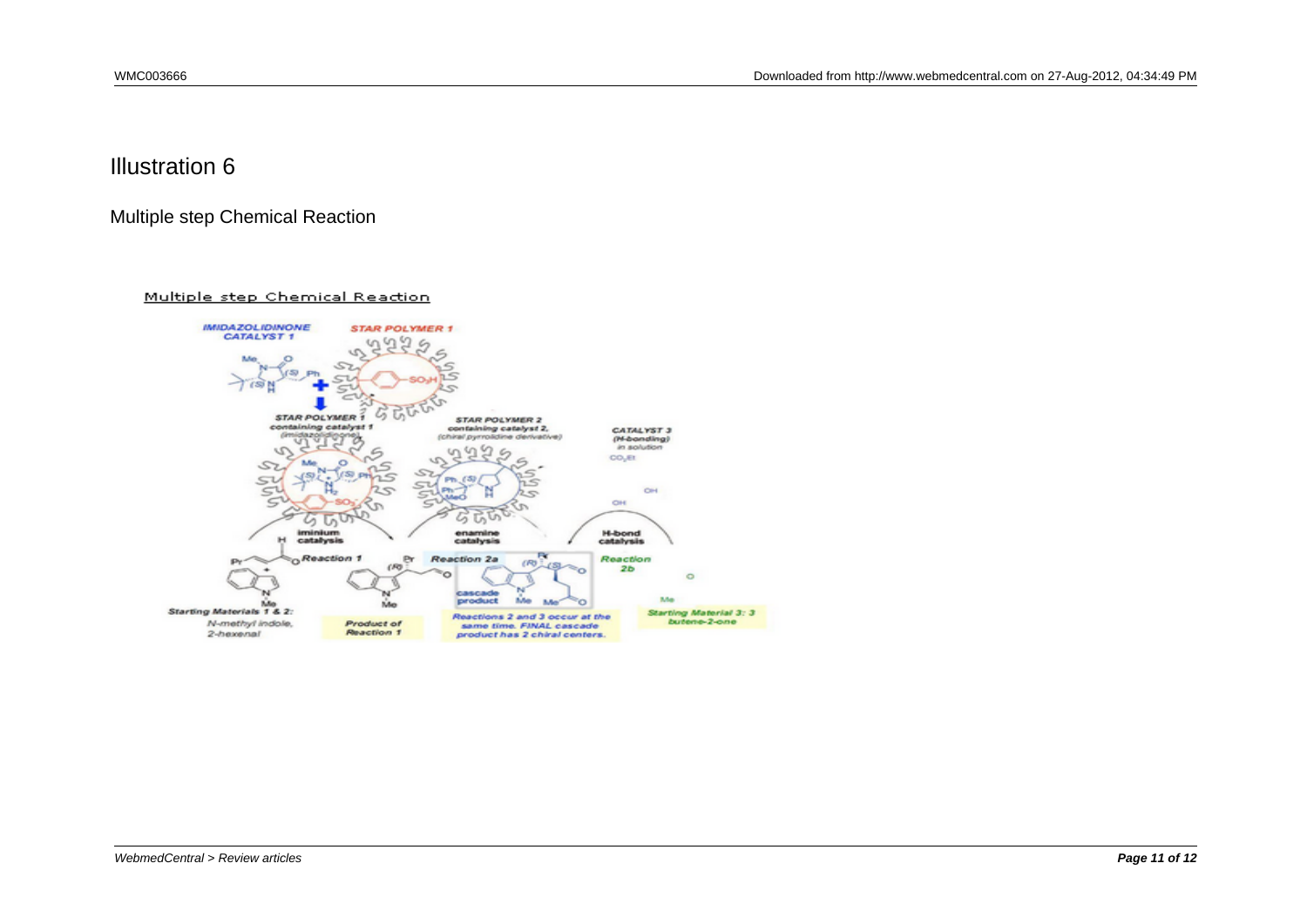# Illustration 6

## Multiple step Chemical Reaction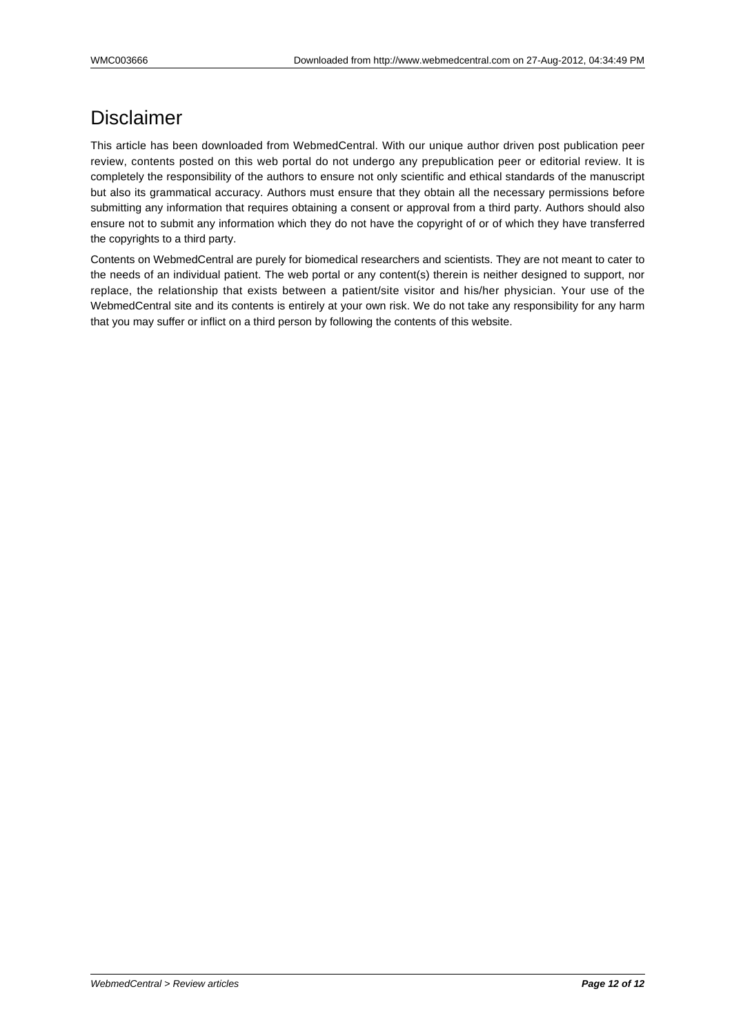# Disclaimer

This article has been downloaded from WebmedCentral. With our unique author driven post publication peer review, contents posted on this web portal do not undergo any prepublication peer or editorial review. It is completely the responsibility of the authors to ensure not only scientific and ethical standards of the manuscript but also its grammatical accuracy. Authors must ensure that they obtain all the necessary permissions before submitting any information that requires obtaining a consent or approval from a third party. Authors should also ensure not to submit any information which they do not have the copyright of or of which they have transferred the copyrights to a third party.

Contents on WebmedCentral are purely for biomedical researchers and scientists. They are not meant to cater to the needs of an individual patient. The web portal or any content(s) therein is neither designed to support, nor replace, the relationship that exists between a patient/site visitor and his/her physician. Your use of the WebmedCentral site and its contents is entirely at your own risk. We do not take any responsibility for any harm that you may suffer or inflict on a third person by following the contents of this website.